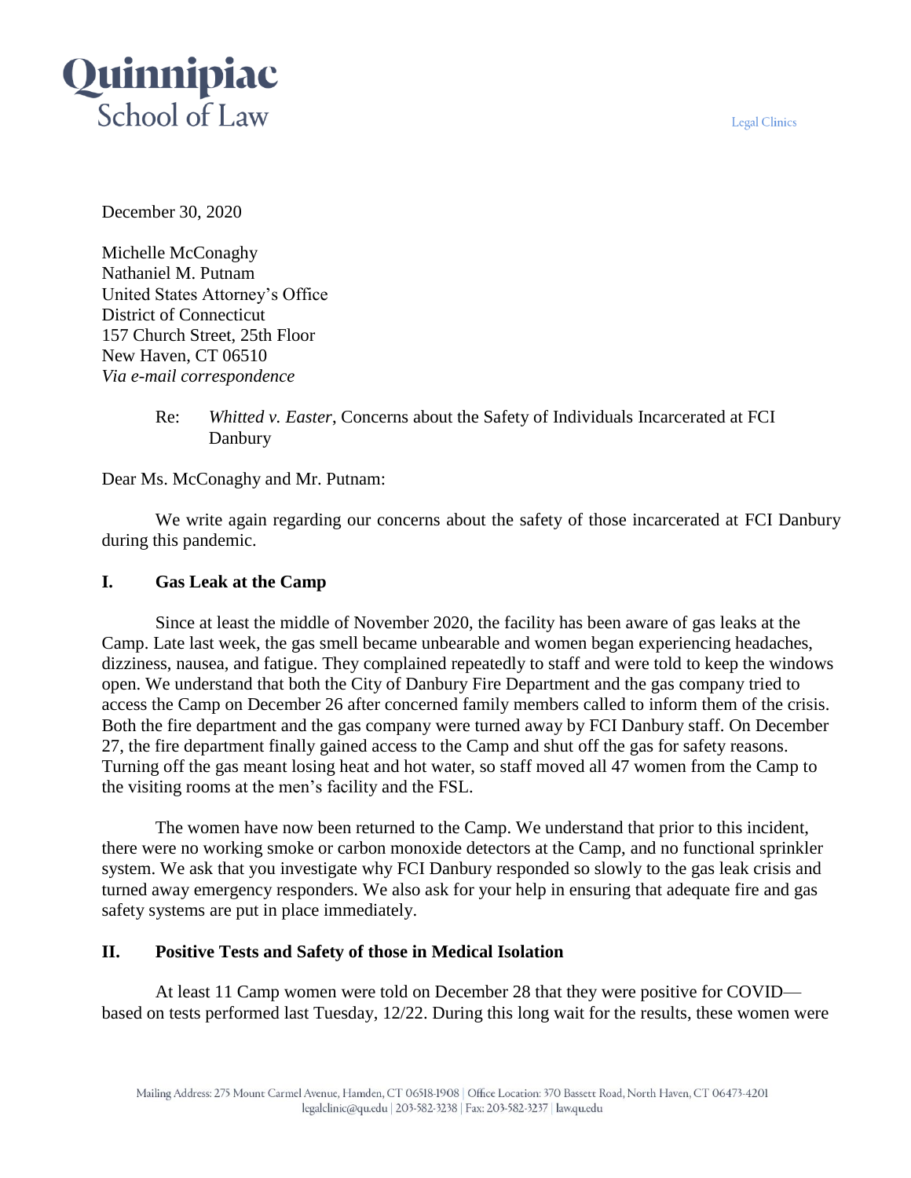Quinnipiac School of Law

Legal Clinics

December 30, 2020

Michelle McConaghy
Nathaniel M. Putnam
United States Attorney's Office
District of Connecticut
157 Church Street, 25th Floor
New Haven, CT 06510
*Via e-mail correspondence*

Re: *Whitted v. Easter*, Concerns about the Safety of Individuals Incarcerated at FCI Danbury

Dear Ms. McConaghy and Mr. Putnam:

We write again regarding our concerns about the safety of those incarcerated at FCI Danbury during this pandemic.

## I. Gas Leak at the Camp

Since at least the middle of November 2020, the facility has been aware of gas leaks at the Camp. Late last week, the gas smell became unbearable and women began experiencing headaches, dizziness, nausea, and fatigue. They complained repeatedly to staff and were told to keep the windows open. We understand that both the City of Danbury Fire Department and the gas company tried to access the Camp on December 26 after concerned family members called to inform them of the crisis. Both the fire department and the gas company were turned away by FCI Danbury staff. On December 27, the fire department finally gained access to the Camp and shut off the gas for safety reasons. Turning off the gas meant losing heat and hot water, so staff moved all 47 women from the Camp to the visiting rooms at the men's facility and the FSL.

The women have now been returned to the Camp. We understand that prior to this incident, there were no working smoke or carbon monoxide detectors at the Camp, and no functional sprinkler system. We ask that you investigate why FCI Danbury responded so slowly to the gas leak crisis and turned away emergency responders. We also ask for your help in ensuring that adequate fire and gas safety systems are put in place immediately.

## II. Positive Tests and Safety of those in Medical Isolation

At least 11 Camp women were told on December 28 that they were positive for COVID—based on tests performed last Tuesday, 12/22. During this long wait for the results, these women were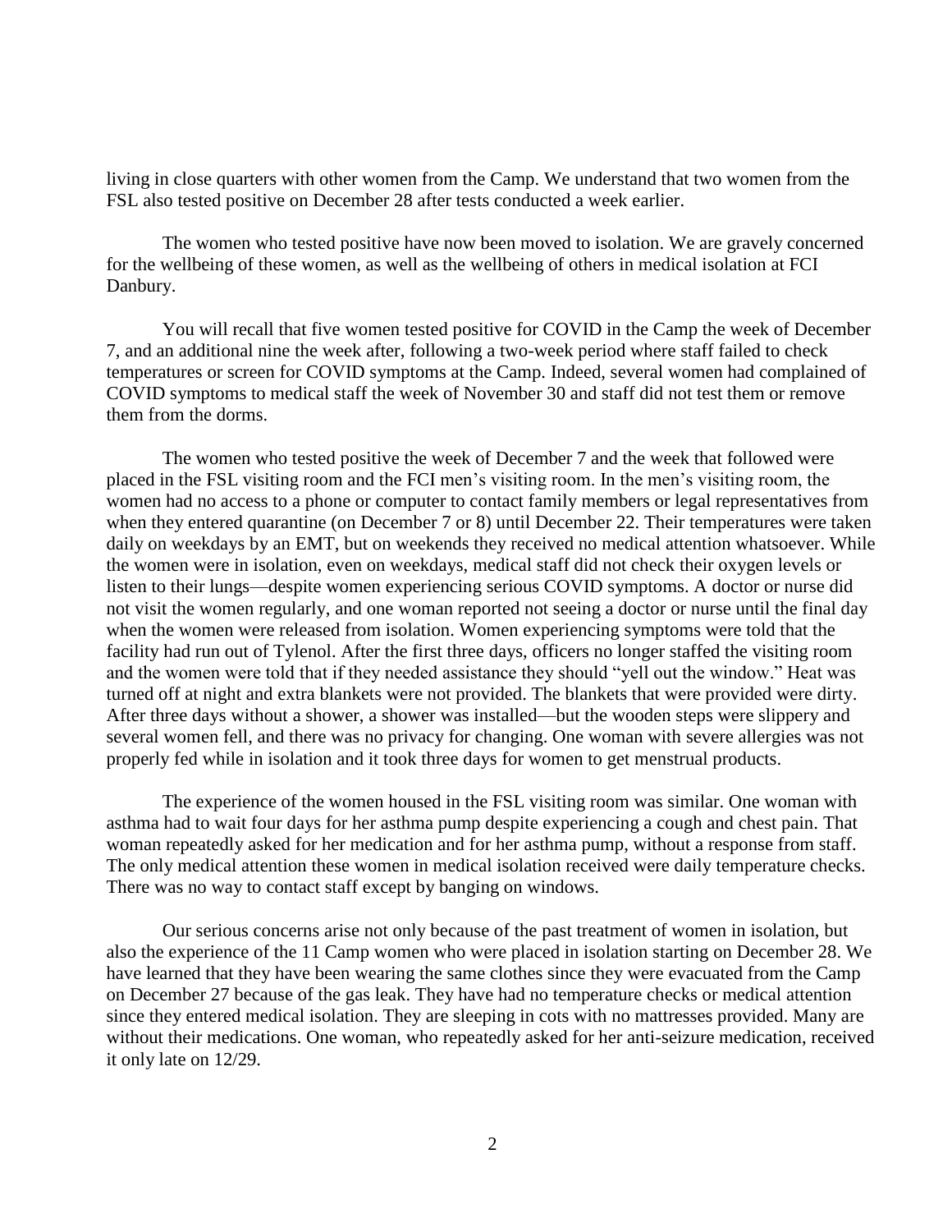living in close quarters with other women from the Camp. We understand that two women from the FSL also tested positive on December 28 after tests conducted a week earlier.

The women who tested positive have now been moved to isolation. We are gravely concerned for the wellbeing of these women, as well as the wellbeing of others in medical isolation at FCI Danbury.

You will recall that five women tested positive for COVID in the Camp the week of December 7, and an additional nine the week after, following a two-week period where staff failed to check temperatures or screen for COVID symptoms at the Camp. Indeed, several women had complained of COVID symptoms to medical staff the week of November 30 and staff did not test them or remove them from the dorms.

The women who tested positive the week of December 7 and the week that followed were placed in the FSL visiting room and the FCI men's visiting room. In the men's visiting room, the women had no access to a phone or computer to contact family members or legal representatives from when they entered quarantine (on December 7 or 8) until December 22. Their temperatures were taken daily on weekdays by an EMT, but on weekends they received no medical attention whatsoever. While the women were in isolation, even on weekdays, medical staff did not check their oxygen levels or listen to their lungs—despite women experiencing serious COVID symptoms. A doctor or nurse did not visit the women regularly, and one woman reported not seeing a doctor or nurse until the final day when the women were released from isolation. Women experiencing symptoms were told that the facility had run out of Tylenol. After the first three days, officers no longer staffed the visiting room and the women were told that if they needed assistance they should "yell out the window." Heat was turned off at night and extra blankets were not provided. The blankets that were provided were dirty. After three days without a shower, a shower was installed—but the wooden steps were slippery and several women fell, and there was no privacy for changing. One woman with severe allergies was not properly fed while in isolation and it took three days for women to get menstrual products.

The experience of the women housed in the FSL visiting room was similar. One woman with asthma had to wait four days for her asthma pump despite experiencing a cough and chest pain. That woman repeatedly asked for her medication and for her asthma pump, without a response from staff. The only medical attention these women in medical isolation received were daily temperature checks. There was no way to contact staff except by banging on windows.

Our serious concerns arise not only because of the past treatment of women in isolation, but also the experience of the 11 Camp women who were placed in isolation starting on December 28. We have learned that they have been wearing the same clothes since they were evacuated from the Camp on December 27 because of the gas leak. They have had no temperature checks or medical attention since they entered medical isolation. They are sleeping in cots with no mattresses provided. Many are without their medications. One woman, who repeatedly asked for her anti-seizure medication, received it only late on 12/29.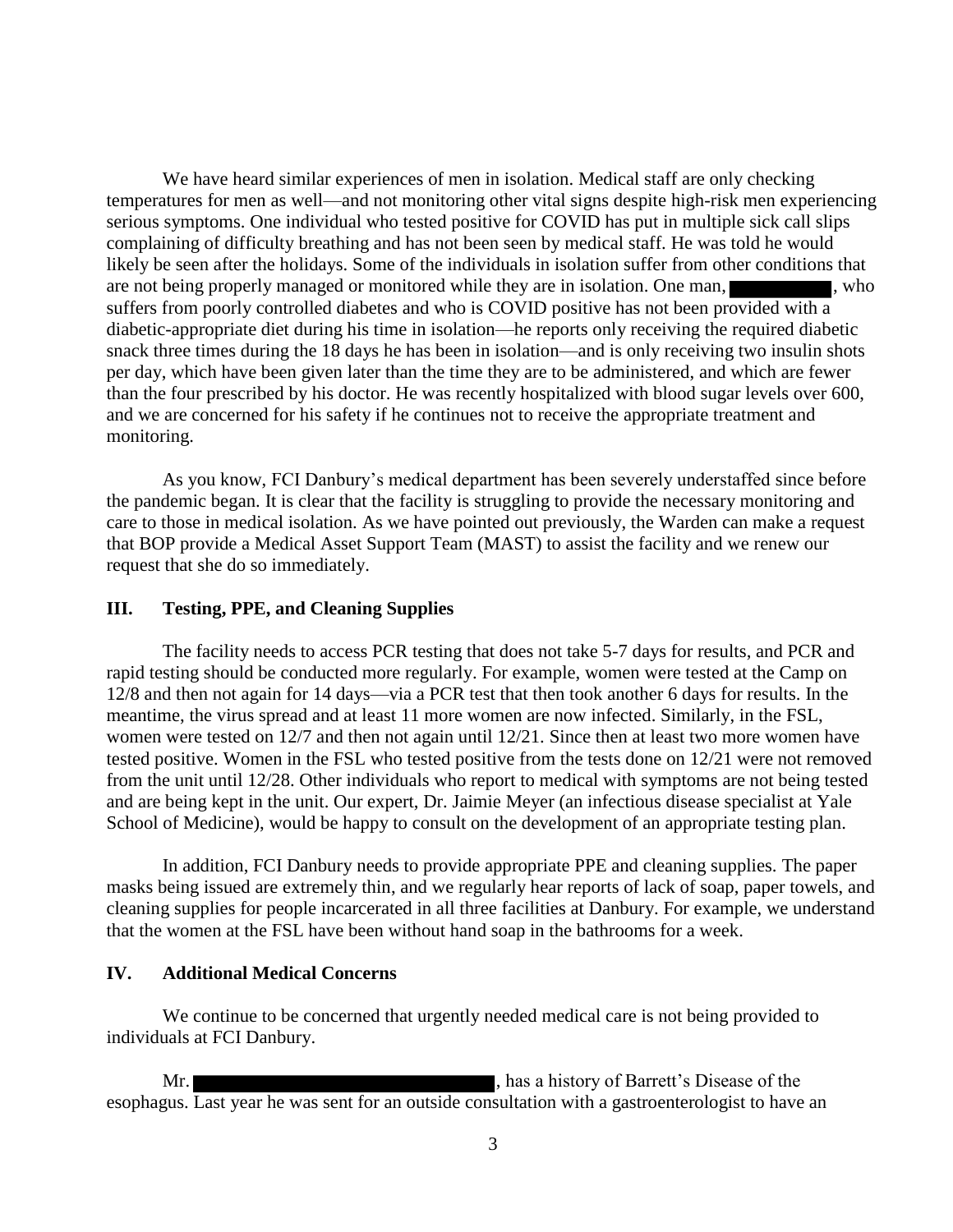We have heard similar experiences of men in isolation. Medical staff are only checking temperatures for men as well—and not monitoring other vital signs despite high-risk men experiencing serious symptoms. One individual who tested positive for COVID has put in multiple sick call slips complaining of difficulty breathing and has not been seen by medical staff. He was told he would likely be seen after the holidays. Some of the individuals in isolation suffer from other conditions that are not being properly managed or monitored while they are in isolation. One man, [REDACTED], who suffers from poorly controlled diabetes and who is COVID positive has not been provided with a diabetic-appropriate diet during his time in isolation—he reports only receiving the required diabetic snack three times during the 18 days he has been in isolation—and is only receiving two insulin shots per day, which have been given later than the time they are to be administered, and which are fewer than the four prescribed by his doctor. He was recently hospitalized with blood sugar levels over 600, and we are concerned for his safety if he continues not to receive the appropriate treatment and monitoring.

As you know, FCI Danbury's medical department has been severely understaffed since before the pandemic began. It is clear that the facility is struggling to provide the necessary monitoring and care to those in medical isolation. As we have pointed out previously, the Warden can make a request that BOP provide a Medical Asset Support Team (MAST) to assist the facility and we renew our request that she do so immediately.

## III. Testing, PPE, and Cleaning Supplies

The facility needs to access PCR testing that does not take 5-7 days for results, and PCR and rapid testing should be conducted more regularly. For example, women were tested at the Camp on 12/8 and then not again for 14 days—via a PCR test that then took another 6 days for results. In the meantime, the virus spread and at least 11 more women are now infected. Similarly, in the FSL, women were tested on 12/7 and then not again until 12/21. Since then at least two more women have tested positive. Women in the FSL who tested positive from the tests done on 12/21 were not removed from the unit until 12/28. Other individuals who report to medical with symptoms are not being tested and are being kept in the unit. Our expert, Dr. Jaimie Meyer (an infectious disease specialist at Yale School of Medicine), would be happy to consult on the development of an appropriate testing plan.

In addition, FCI Danbury needs to provide appropriate PPE and cleaning supplies. The paper masks being issued are extremely thin, and we regularly hear reports of lack of soap, paper towels, and cleaning supplies for people incarcerated in all three facilities at Danbury. For example, we understand that the women at the FSL have been without hand soap in the bathrooms for a week.

## IV. Additional Medical Concerns

We continue to be concerned that urgently needed medical care is not being provided to individuals at FCI Danbury.

Mr. [REDACTED], has a history of Barrett's Disease of the esophagus. Last year he was sent for an outside consultation with a gastroenterologist to have an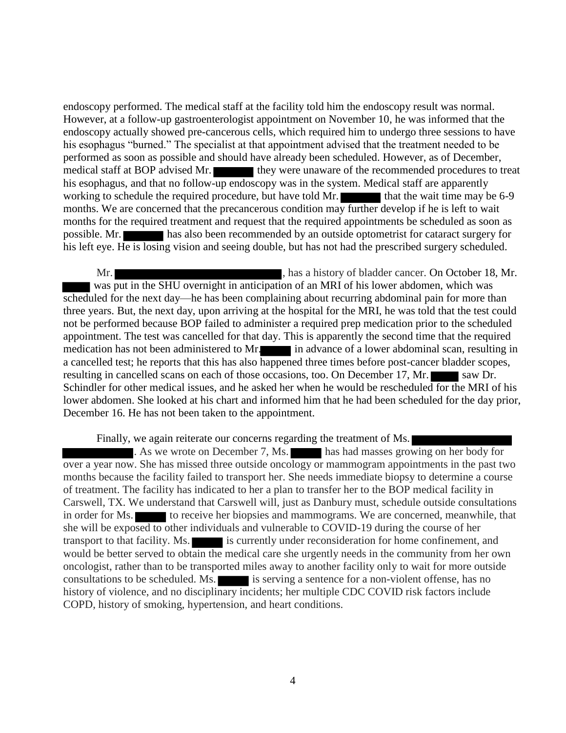endoscopy performed. The medical staff at the facility told him the endoscopy result was normal. However, at a follow-up gastroenterologist appointment on November 10, he was informed that the endoscopy actually showed pre-cancerous cells, which required him to undergo three sessions to have his esophagus "burned." The specialist at that appointment advised that the treatment needed to be performed as soon as possible and should have already been scheduled. However, as of December, medical staff at BOP advised Mr. ████ they were unaware of the recommended procedures to treat his esophagus, and that no follow-up endoscopy was in the system. Medical staff are apparently working to schedule the required procedure, but have told Mr. ████ that the wait time may be 6-9 months. We are concerned that the precancerous condition may further develop if he is left to wait months for the required treatment and request that the required appointments be scheduled as soon as possible. Mr. ████ has also been recommended by an outside optometrist for cataract surgery for his left eye. He is losing vision and seeing double, but has not had the prescribed surgery scheduled.

Mr. ████, has a history of bladder cancer. On October 18, Mr. ████ was put in the SHU overnight in anticipation of an MRI of his lower abdomen, which was scheduled for the next day—he has been complaining about recurring abdominal pain for more than three years. But, the next day, upon arriving at the hospital for the MRI, he was told that the test could not be performed because BOP failed to administer a required prep medication prior to the scheduled appointment. The test was cancelled for that day. This is apparently the second time that the required medication has not been administered to Mr. ████ in advance of a lower abdominal scan, resulting in a cancelled test; he reports that this has also happened three times before post-cancer bladder scopes, resulting in cancelled scans on each of those occasions, too. On December 17, Mr. ████ saw Dr. Schindler for other medical issues, and he asked her when he would be rescheduled for the MRI of his lower abdomen. She looked at his chart and informed him that he had been scheduled for the day prior, December 16. He has not been taken to the appointment.

Finally, we again reiterate our concerns regarding the treatment of Ms. ████. As we wrote on December 7, Ms. ████ has had masses growing on her body for over a year now. She has missed three outside oncology or mammogram appointments in the past two months because the facility failed to transport her. She needs immediate biopsy to determine a course of treatment. The facility has indicated to her a plan to transfer her to the BOP medical facility in Carswell, TX. We understand that Carswell will, just as Danbury must, schedule outside consultations in order for Ms. ████ to receive her biopsies and mammograms. We are concerned, meanwhile, that she will be exposed to other individuals and vulnerable to COVID-19 during the course of her transport to that facility. Ms. ████ is currently under reconsideration for home confinement, and would be better served to obtain the medical care she urgently needs in the community from her own oncologist, rather than to be transported miles away to another facility only to wait for more outside consultations to be scheduled. Ms. ████ is serving a sentence for a non-violent offense, has no history of violence, and no disciplinary incidents; her multiple CDC COVID risk factors include COPD, history of smoking, hypertension, and heart conditions.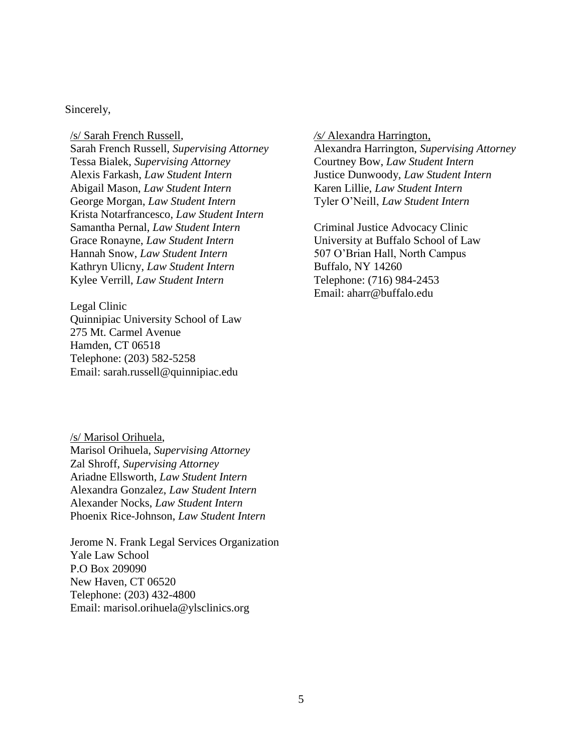Sincerely,

/s/ Sarah French Russell,
Sarah French Russell, *Supervising Attorney*
Tessa Bialek, *Supervising Attorney*
Alexis Farkash, *Law Student Intern*
Abigail Mason, *Law Student Intern*
George Morgan, *Law Student Intern*
Krista Notarfrancesco, *Law Student Intern*
Samantha Pernal, *Law Student Intern*
Grace Ronayne, *Law Student Intern*
Hannah Snow, *Law Student Intern*
Kathryn Ulicny, *Law Student Intern*
Kylee Verrill, *Law Student Intern*

Legal Clinic
Quinnipiac University School of Law
275 Mt. Carmel Avenue
Hamden, CT 06518
Telephone: (203) 582-5258
Email: sarah.russell@quinnipiac.edu

*/s/* Alexandra Harrington,
Alexandra Harrington, *Supervising Attorney*
Courtney Bow, *Law Student Intern*
Justice Dunwoody, *Law Student Intern*
Karen Lillie, *Law Student Intern*
Tyler O'Neill, *Law Student Intern*

Criminal Justice Advocacy Clinic
University at Buffalo School of Law
507 O'Brian Hall, North Campus
Buffalo, NY 14260
Telephone: (716) 984-2453
Email: aharr@buffalo.edu

/s/ Marisol Orihuela,
Marisol Orihuela, *Supervising Attorney*
Zal Shroff, *Supervising Attorney*
Ariadne Ellsworth, *Law Student Intern*
Alexandra Gonzalez, *Law Student Intern*
Alexander Nocks, *Law Student Intern*
Phoenix Rice-Johnson, *Law Student Intern*

Jerome N. Frank Legal Services Organization
Yale Law School
P.O Box 209090
New Haven, CT 06520
Telephone: (203) 432-4800
Email: marisol.orihuela@ylsclinics.org